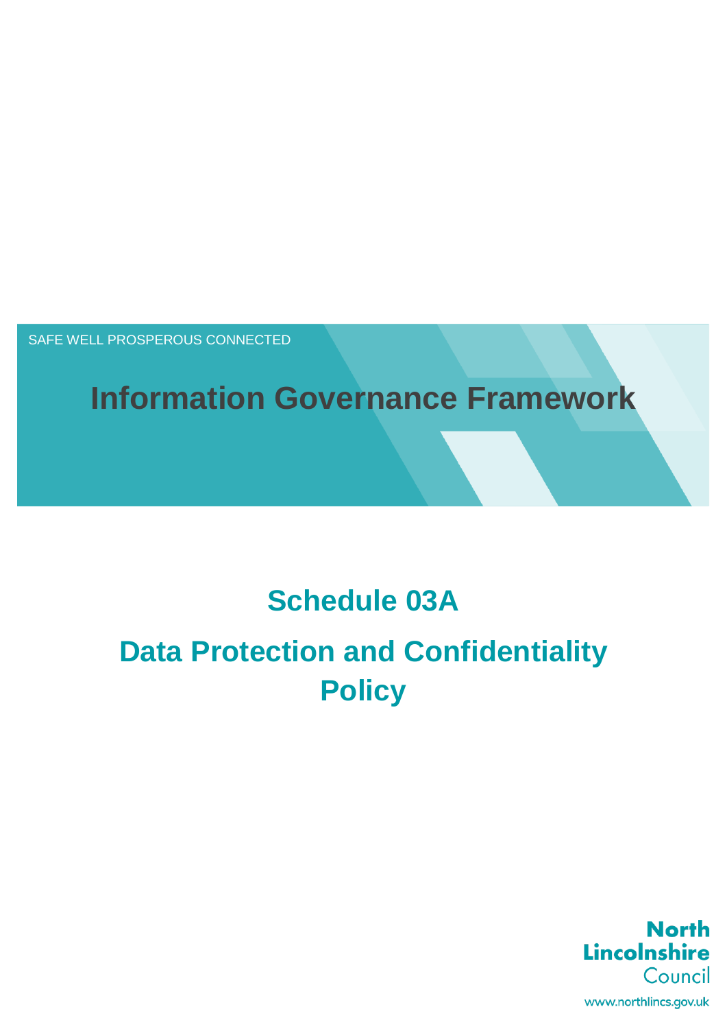SAFE WELL PROSPEROUS CONNECTED

# Information Governance Framework

## Schedule 03A

## Data Protection and Confidentiality Policy

North Lincolnshire Council

www.northlincs.gov.uk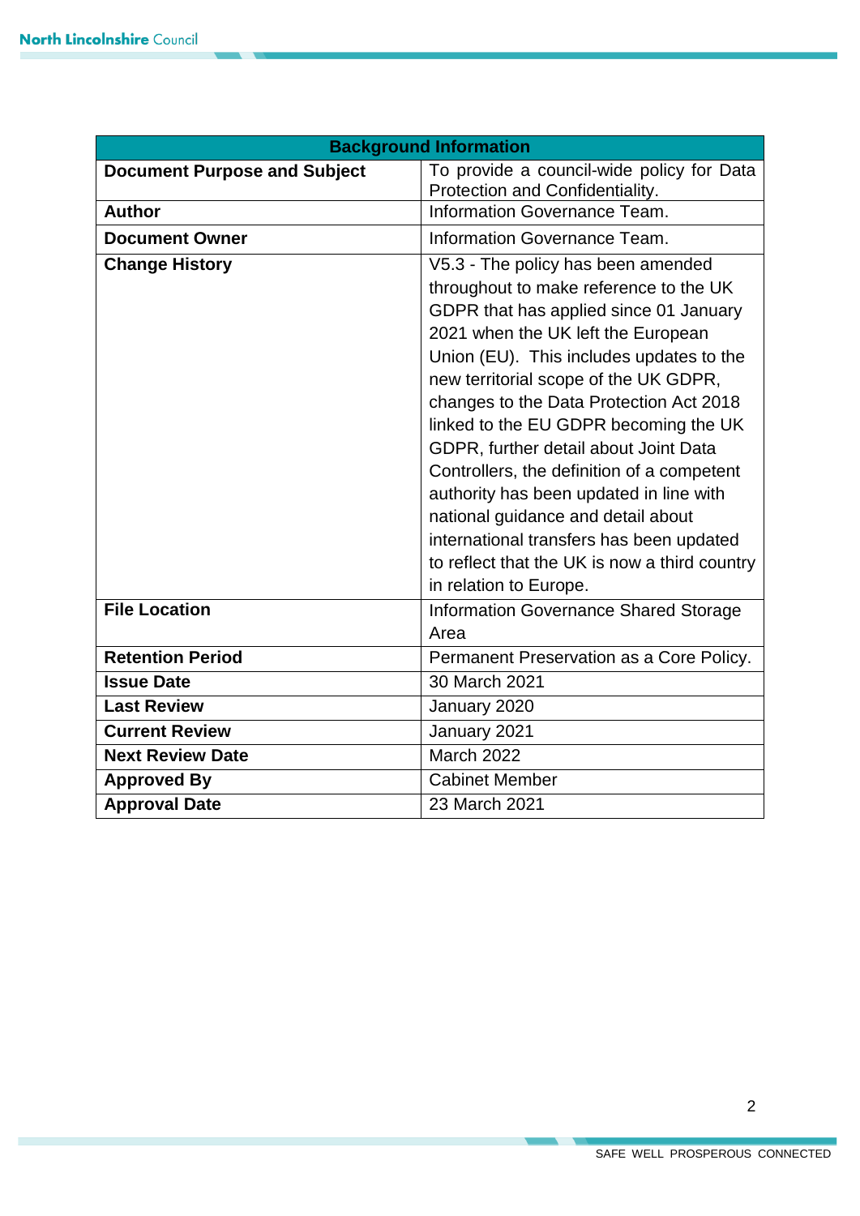| Background Information | |
|---|---|
| **Document Purpose and Subject** | To provide a council-wide policy for Data Protection and Confidentiality. |
| **Author** | Information Governance Team. |
| **Document Owner** | Information Governance Team. |
| **Change History** | V5.3 - The policy has been amended throughout to make reference to the UK GDPR that has applied since 01 January 2021 when the UK left the European Union (EU). This includes updates to the new territorial scope of the UK GDPR, changes to the Data Protection Act 2018 linked to the EU GDPR becoming the UK GDPR, further detail about Joint Data Controllers, the definition of a competent authority has been updated in line with national guidance and detail about international transfers has been updated to reflect that the UK is now a third country in relation to Europe. |
| **File Location** | Information Governance Shared Storage Area |
| **Retention Period** | Permanent Preservation as a Core Policy. |
| **Issue Date** | 30 March 2021 |
| **Last Review** | January 2020 |
| **Current Review** | January 2021 |
| **Next Review Date** | March 2022 |
| **Approved By** | Cabinet Member |
| **Approval Date** | 23 March 2021 |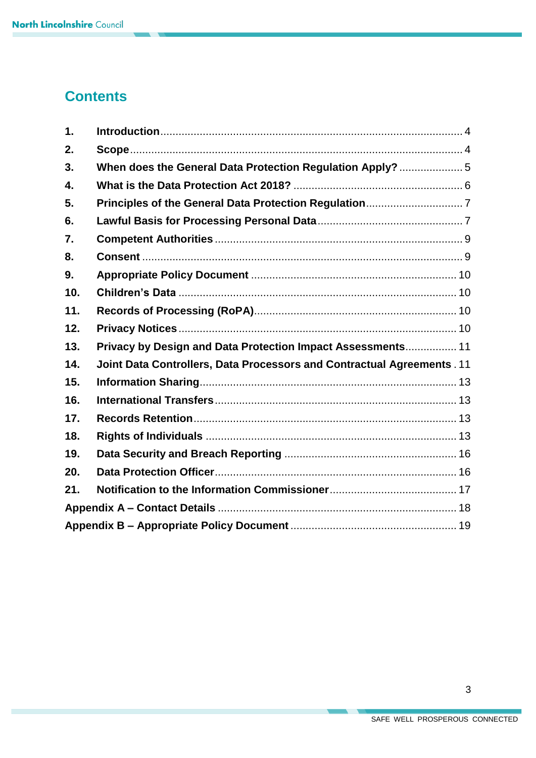## Contents

| | | |
|---|---|---|
| 1. | Introduction | 4 |
| 2. | Scope | 4 |
| 3. | When does the General Data Protection Regulation Apply? | 5 |
| 4. | What is the Data Protection Act 2018? | 6 |
| 5. | Principles of the General Data Protection Regulation | 7 |
| 6. | Lawful Basis for Processing Personal Data | 7 |
| 7. | Competent Authorities | 9 |
| 8. | Consent | 9 |
| 9. | Appropriate Policy Document | 10 |
| 10. | Children's Data | 10 |
| 11. | Records of Processing (RoPA) | 10 |
| 12. | Privacy Notices | 10 |
| 13. | Privacy by Design and Data Protection Impact Assessments | 11 |
| 14. | Joint Data Controllers, Data Processors and Contractual Agreements | 11 |
| 15. | Information Sharing | 13 |
| 16. | International Transfers | 13 |
| 17. | Records Retention | 13 |
| 18. | Rights of Individuals | 13 |
| 19. | Data Security and Breach Reporting | 16 |
| 20. | Data Protection Officer | 16 |
| 21. | Notification to the Information Commissioner | 17 |
| Appendix A – Contact Details | | 18 |
| Appendix B – Appropriate Policy Document | | 19 |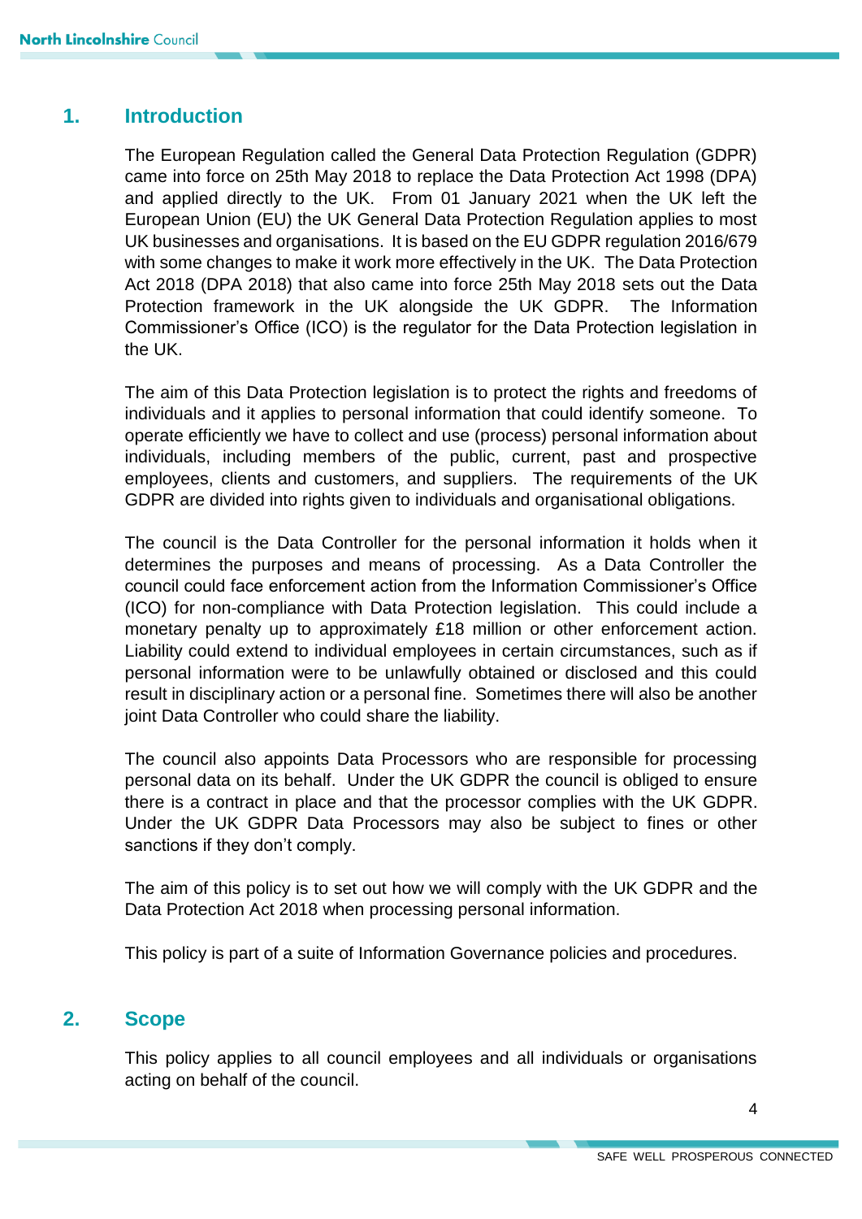## 1. Introduction

The European Regulation called the General Data Protection Regulation (GDPR) came into force on 25th May 2018 to replace the Data Protection Act 1998 (DPA) and applied directly to the UK. From 01 January 2021 when the UK left the European Union (EU) the UK General Data Protection Regulation applies to most UK businesses and organisations. It is based on the EU GDPR regulation 2016/679 with some changes to make it work more effectively in the UK. The Data Protection Act 2018 (DPA 2018) that also came into force 25th May 2018 sets out the Data Protection framework in the UK alongside the UK GDPR. The Information Commissioner's Office (ICO) is the regulator for the Data Protection legislation in the UK.

The aim of this Data Protection legislation is to protect the rights and freedoms of individuals and it applies to personal information that could identify someone. To operate efficiently we have to collect and use (process) personal information about individuals, including members of the public, current, past and prospective employees, clients and customers, and suppliers. The requirements of the UK GDPR are divided into rights given to individuals and organisational obligations.

The council is the Data Controller for the personal information it holds when it determines the purposes and means of processing. As a Data Controller the council could face enforcement action from the Information Commissioner's Office (ICO) for non-compliance with Data Protection legislation. This could include a monetary penalty up to approximately £18 million or other enforcement action. Liability could extend to individual employees in certain circumstances, such as if personal information were to be unlawfully obtained or disclosed and this could result in disciplinary action or a personal fine. Sometimes there will also be another joint Data Controller who could share the liability.

The council also appoints Data Processors who are responsible for processing personal data on its behalf. Under the UK GDPR the council is obliged to ensure there is a contract in place and that the processor complies with the UK GDPR. Under the UK GDPR Data Processors may also be subject to fines or other sanctions if they don't comply.

The aim of this policy is to set out how we will comply with the UK GDPR and the Data Protection Act 2018 when processing personal information.

This policy is part of a suite of Information Governance policies and procedures.

## 2. Scope

This policy applies to all council employees and all individuals or organisations acting on behalf of the council.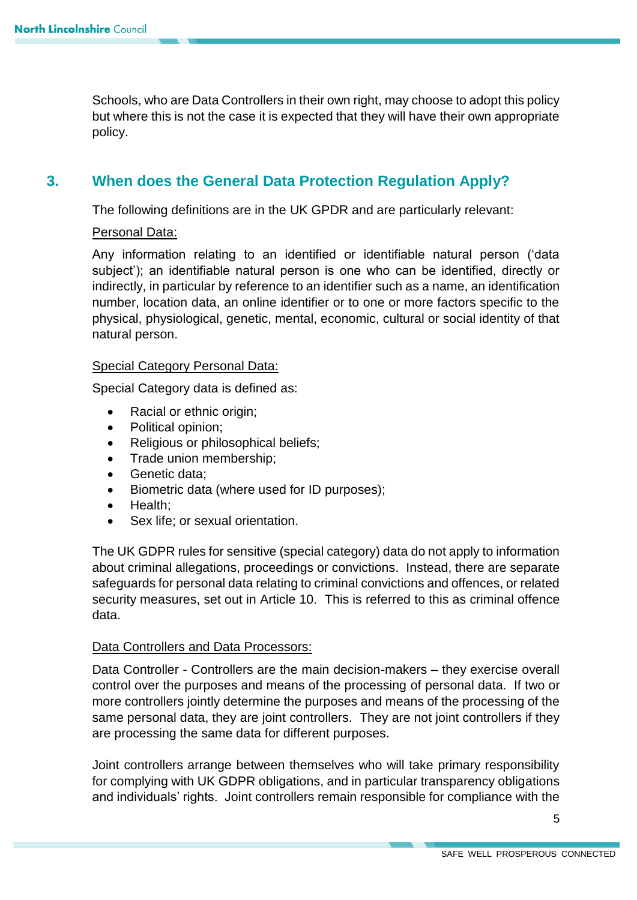Schools, who are Data Controllers in their own right, may choose to adopt this policy but where this is not the case it is expected that they will have their own appropriate policy.

## 3. When does the General Data Protection Regulation Apply?

The following definitions are in the UK GPDR and are particularly relevant:

<u>Personal Data:</u>

Any information relating to an identified or identifiable natural person ('data subject'); an identifiable natural person is one who can be identified, directly or indirectly, in particular by reference to an identifier such as a name, an identification number, location data, an online identifier or to one or more factors specific to the physical, physiological, genetic, mental, economic, cultural or social identity of that natural person.

<u>Special Category Personal Data:</u>

Special Category data is defined as:

- Racial or ethnic origin;
- Political opinion;
- Religious or philosophical beliefs;
- Trade union membership;
- Genetic data;
- Biometric data (where used for ID purposes);
- Health;
- Sex life; or sexual orientation.

The UK GDPR rules for sensitive (special category) data do not apply to information about criminal allegations, proceedings or convictions. Instead, there are separate safeguards for personal data relating to criminal convictions and offences, or related security measures, set out in Article 10. This is referred to this as criminal offence data.

<u>Data Controllers and Data Processors:</u>

Data Controller - Controllers are the main decision-makers – they exercise overall control over the purposes and means of the processing of personal data. If two or more controllers jointly determine the purposes and means of the processing of the same personal data, they are joint controllers. They are not joint controllers if they are processing the same data for different purposes.

Joint controllers arrange between themselves who will take primary responsibility for complying with UK GDPR obligations, and in particular transparency obligations and individuals' rights. Joint controllers remain responsible for compliance with the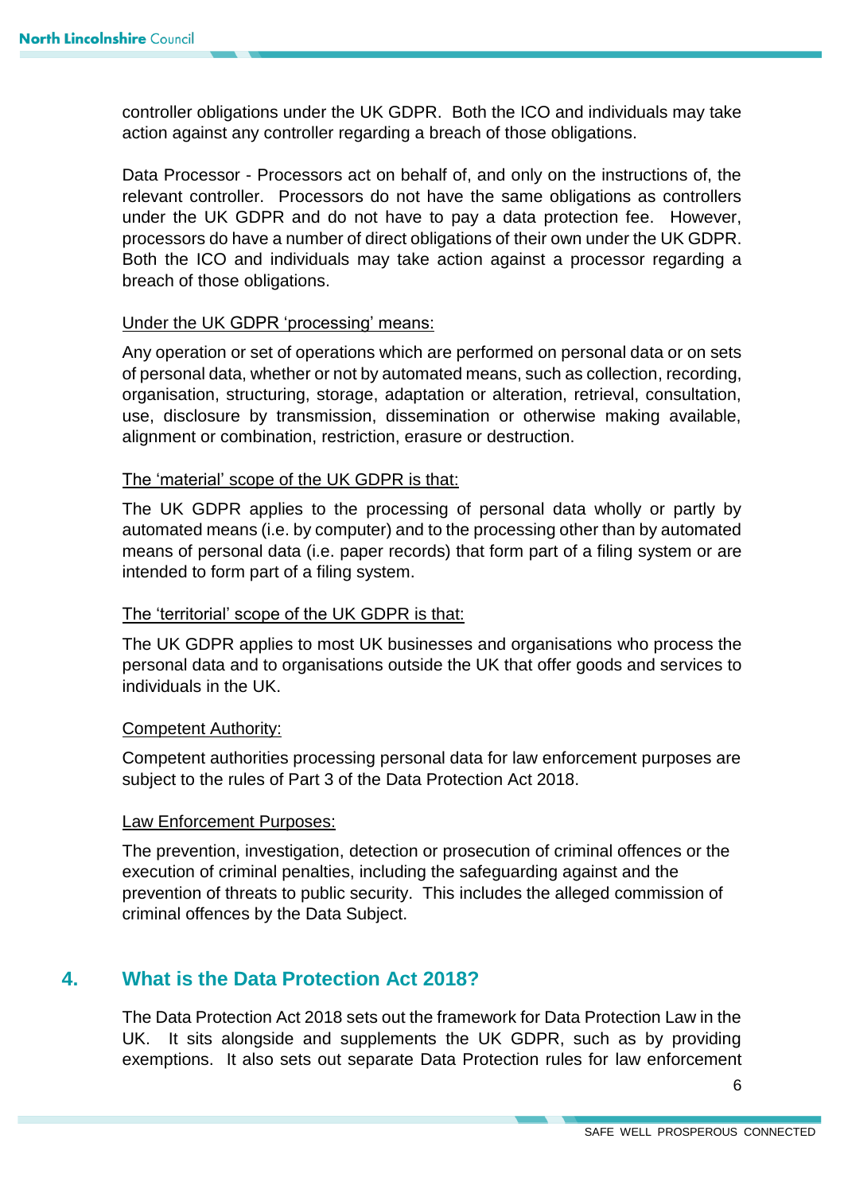controller obligations under the UK GDPR. Both the ICO and individuals may take action against any controller regarding a breach of those obligations.

Data Processor - Processors act on behalf of, and only on the instructions of, the relevant controller. Processors do not have the same obligations as controllers under the UK GDPR and do not have to pay a data protection fee. However, processors do have a number of direct obligations of their own under the UK GDPR. Both the ICO and individuals may take action against a processor regarding a breach of those obligations.

<u>Under the UK GDPR 'processing' means:</u>

Any operation or set of operations which are performed on personal data or on sets of personal data, whether or not by automated means, such as collection, recording, organisation, structuring, storage, adaptation or alteration, retrieval, consultation, use, disclosure by transmission, dissemination or otherwise making available, alignment or combination, restriction, erasure or destruction.

<u>The 'material' scope of the UK GDPR is that:</u>

The UK GDPR applies to the processing of personal data wholly or partly by automated means (i.e. by computer) and to the processing other than by automated means of personal data (i.e. paper records) that form part of a filing system or are intended to form part of a filing system.

<u>The 'territorial' scope of the UK GDPR is that:</u>

The UK GDPR applies to most UK businesses and organisations who process the personal data and to organisations outside the UK that offer goods and services to individuals in the UK.

<u>Competent Authority:</u>

Competent authorities processing personal data for law enforcement purposes are subject to the rules of Part 3 of the Data Protection Act 2018.

<u>Law Enforcement Purposes:</u>

The prevention, investigation, detection or prosecution of criminal offences or the execution of criminal penalties, including the safeguarding against and the prevention of threats to public security. This includes the alleged commission of criminal offences by the Data Subject.

## 4. What is the Data Protection Act 2018?

The Data Protection Act 2018 sets out the framework for Data Protection Law in the UK. It sits alongside and supplements the UK GDPR, such as by providing exemptions. It also sets out separate Data Protection rules for law enforcement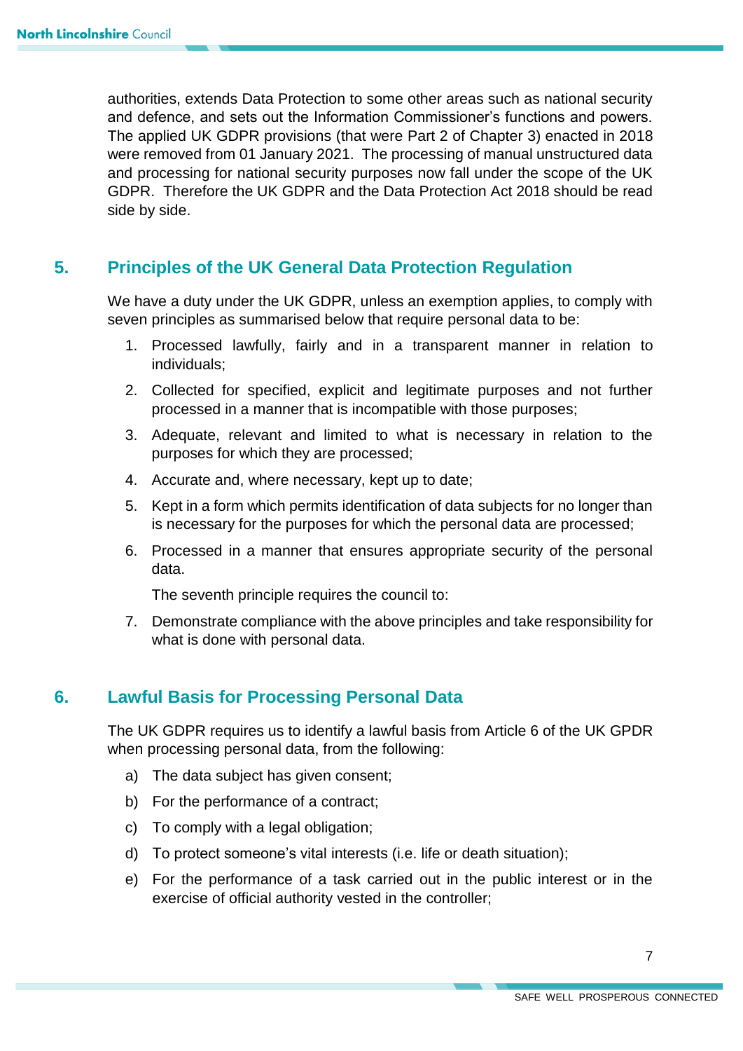authorities, extends Data Protection to some other areas such as national security and defence, and sets out the Information Commissioner's functions and powers. The applied UK GDPR provisions (that were Part 2 of Chapter 3) enacted in 2018 were removed from 01 January 2021. The processing of manual unstructured data and processing for national security purposes now fall under the scope of the UK GDPR. Therefore the UK GDPR and the Data Protection Act 2018 should be read side by side.

## 5. Principles of the UK General Data Protection Regulation

We have a duty under the UK GDPR, unless an exemption applies, to comply with seven principles as summarised below that require personal data to be:

1. Processed lawfully, fairly and in a transparent manner in relation to individuals;
2. Collected for specified, explicit and legitimate purposes and not further processed in a manner that is incompatible with those purposes;
3. Adequate, relevant and limited to what is necessary in relation to the purposes for which they are processed;
4. Accurate and, where necessary, kept up to date;
5. Kept in a form which permits identification of data subjects for no longer than is necessary for the purposes for which the personal data are processed;
6. Processed in a manner that ensures appropriate security of the personal data.

   The seventh principle requires the council to:

7. Demonstrate compliance with the above principles and take responsibility for what is done with personal data.

## 6. Lawful Basis for Processing Personal Data

The UK GDPR requires us to identify a lawful basis from Article 6 of the UK GPDR when processing personal data, from the following:

a) The data subject has given consent;

b) For the performance of a contract;

c) To comply with a legal obligation;

d) To protect someone's vital interests (i.e. life or death situation);

e) For the performance of a task carried out in the public interest or in the exercise of official authority vested in the controller;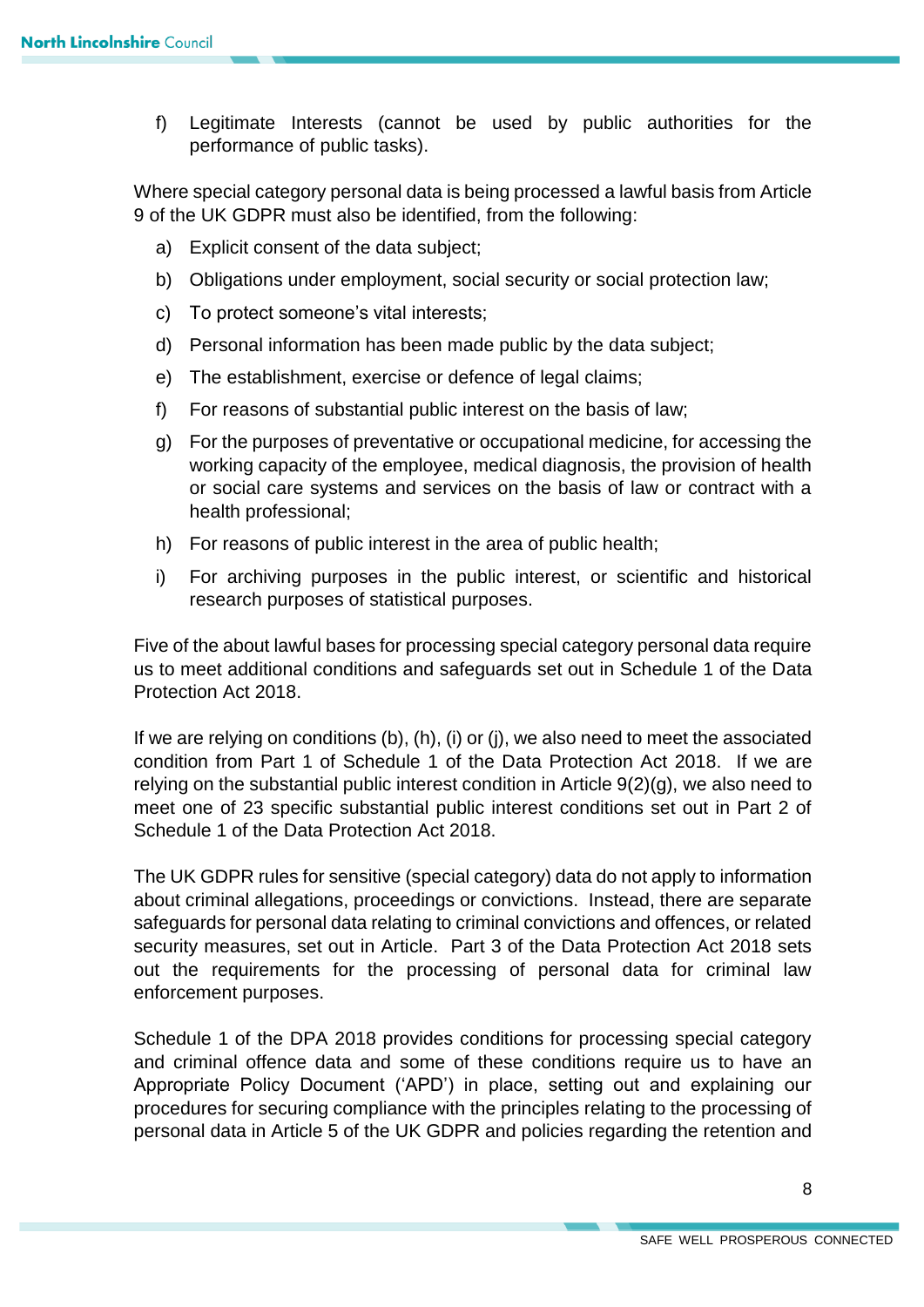f) Legitimate Interests (cannot be used by public authorities for the performance of public tasks).

Where special category personal data is being processed a lawful basis from Article 9 of the UK GDPR must also be identified, from the following:

a) Explicit consent of the data subject;

b) Obligations under employment, social security or social protection law;

c) To protect someone’s vital interests;

d) Personal information has been made public by the data subject;

e) The establishment, exercise or defence of legal claims;

f) For reasons of substantial public interest on the basis of law;

g) For the purposes of preventative or occupational medicine, for accessing the working capacity of the employee, medical diagnosis, the provision of health or social care systems and services on the basis of law or contract with a health professional;

h) For reasons of public interest in the area of public health;

i) For archiving purposes in the public interest, or scientific and historical research purposes of statistical purposes.

Five of the about lawful bases for processing special category personal data require us to meet additional conditions and safeguards set out in Schedule 1 of the Data Protection Act 2018.

If we are relying on conditions (b), (h), (i) or (j), we also need to meet the associated condition from Part 1 of Schedule 1 of the Data Protection Act 2018. If we are relying on the substantial public interest condition in Article 9(2)(g), we also need to meet one of 23 specific substantial public interest conditions set out in Part 2 of Schedule 1 of the Data Protection Act 2018.

The UK GDPR rules for sensitive (special category) data do not apply to information about criminal allegations, proceedings or convictions. Instead, there are separate safeguards for personal data relating to criminal convictions and offences, or related security measures, set out in Article. Part 3 of the Data Protection Act 2018 sets out the requirements for the processing of personal data for criminal law enforcement purposes.

Schedule 1 of the DPA 2018 provides conditions for processing special category and criminal offence data and some of these conditions require us to have an Appropriate Policy Document (‘APD’) in place, setting out and explaining our procedures for securing compliance with the principles relating to the processing of personal data in Article 5 of the UK GDPR and policies regarding the retention and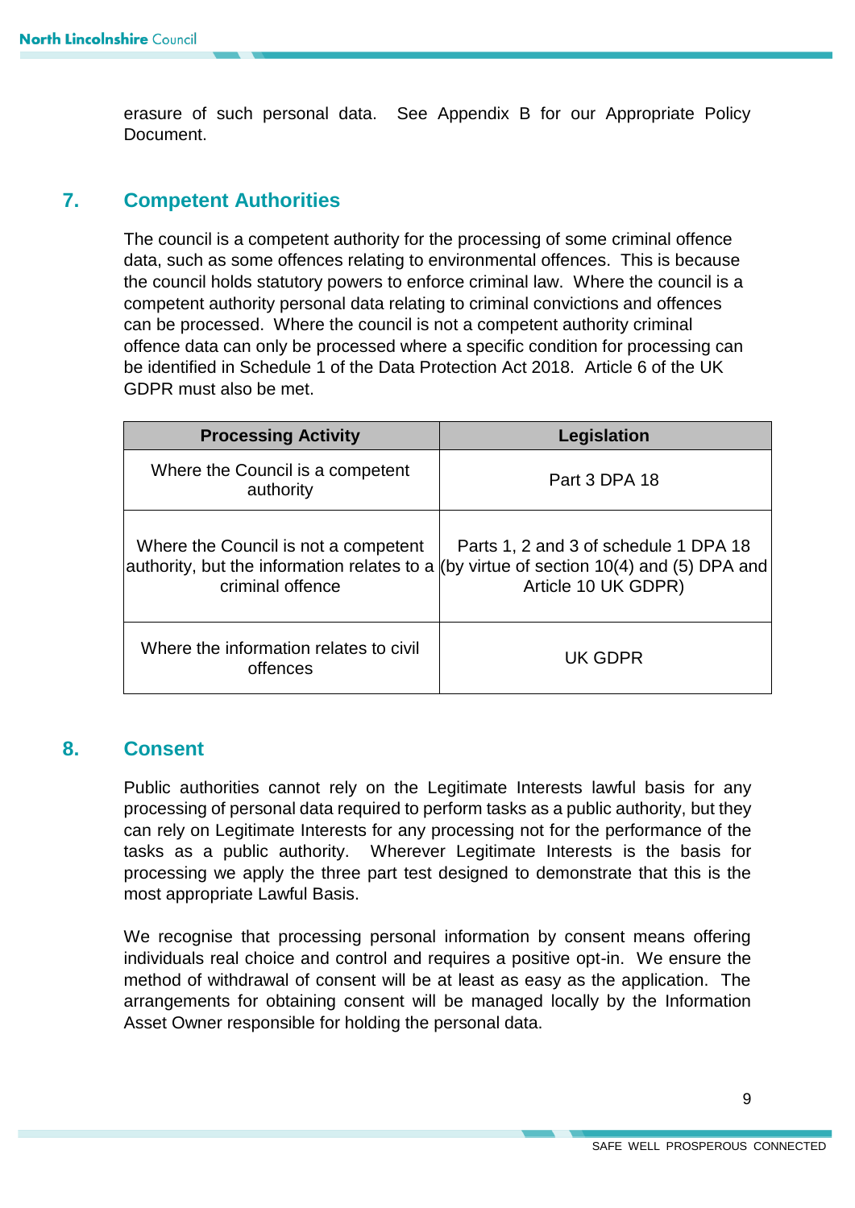erasure of such personal data. See Appendix B for our Appropriate Policy Document.

## 7. Competent Authorities

The council is a competent authority for the processing of some criminal offence data, such as some offences relating to environmental offences. This is because the council holds statutory powers to enforce criminal law. Where the council is a competent authority personal data relating to criminal convictions and offences can be processed. Where the council is not a competent authority criminal offence data can only be processed where a specific condition for processing can be identified in Schedule 1 of the Data Protection Act 2018. Article 6 of the UK GDPR must also be met.

| Processing Activity | Legislation |
|---|---|
| Where the Council is a competent authority | Part 3 DPA 18 |
| Where the Council is not a competent authority, but the information relates to a criminal offence | Parts 1, 2 and 3 of schedule 1 DPA 18 (by virtue of section 10(4) and (5) DPA and Article 10 UK GDPR) |
| Where the information relates to civil offences | UK GDPR |

## 8. Consent

Public authorities cannot rely on the Legitimate Interests lawful basis for any processing of personal data required to perform tasks as a public authority, but they can rely on Legitimate Interests for any processing not for the performance of the tasks as a public authority. Wherever Legitimate Interests is the basis for processing we apply the three part test designed to demonstrate that this is the most appropriate Lawful Basis.

We recognise that processing personal information by consent means offering individuals real choice and control and requires a positive opt-in. We ensure the method of withdrawal of consent will be at least as easy as the application. The arrangements for obtaining consent will be managed locally by the Information Asset Owner responsible for holding the personal data.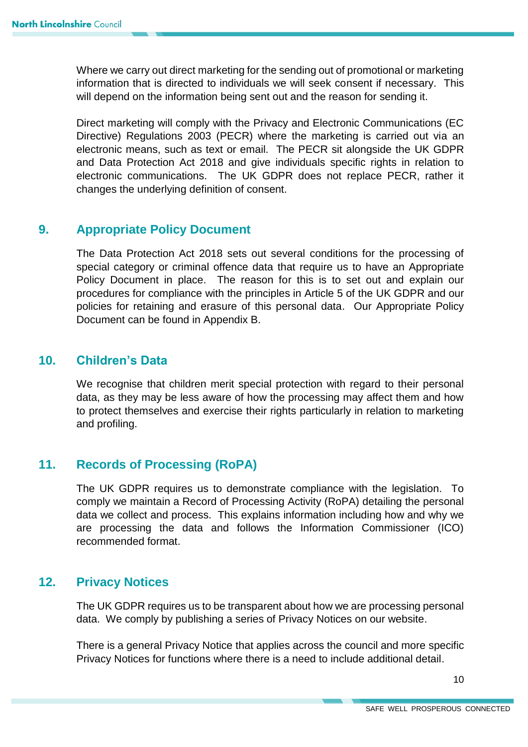Where we carry out direct marketing for the sending out of promotional or marketing information that is directed to individuals we will seek consent if necessary. This will depend on the information being sent out and the reason for sending it.

Direct marketing will comply with the Privacy and Electronic Communications (EC Directive) Regulations 2003 (PECR) where the marketing is carried out via an electronic means, such as text or email. The PECR sit alongside the UK GDPR and Data Protection Act 2018 and give individuals specific rights in relation to electronic communications. The UK GDPR does not replace PECR, rather it changes the underlying definition of consent.

## 9. Appropriate Policy Document

The Data Protection Act 2018 sets out several conditions for the processing of special category or criminal offence data that require us to have an Appropriate Policy Document in place. The reason for this is to set out and explain our procedures for compliance with the principles in Article 5 of the UK GDPR and our policies for retaining and erasure of this personal data. Our Appropriate Policy Document can be found in Appendix B.

## 10. Children's Data

We recognise that children merit special protection with regard to their personal data, as they may be less aware of how the processing may affect them and how to protect themselves and exercise their rights particularly in relation to marketing and profiling.

## 11. Records of Processing (RoPA)

The UK GDPR requires us to demonstrate compliance with the legislation. To comply we maintain a Record of Processing Activity (RoPA) detailing the personal data we collect and process. This explains information including how and why we are processing the data and follows the Information Commissioner (ICO) recommended format.

## 12. Privacy Notices

The UK GDPR requires us to be transparent about how we are processing personal data. We comply by publishing a series of Privacy Notices on our website.

There is a general Privacy Notice that applies across the council and more specific Privacy Notices for functions where there is a need to include additional detail.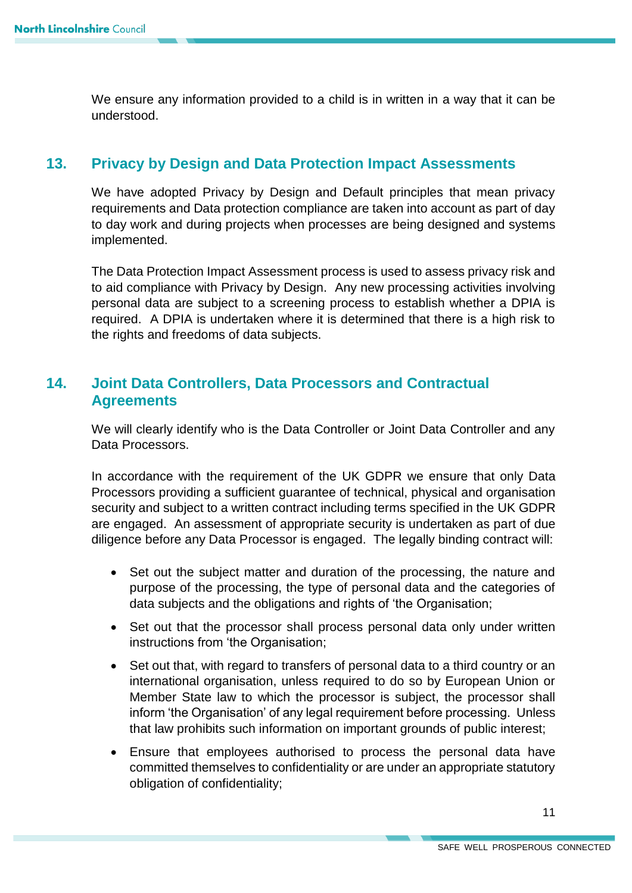We ensure any information provided to a child is in written in a way that it can be understood.

## 13. Privacy by Design and Data Protection Impact Assessments

We have adopted Privacy by Design and Default principles that mean privacy requirements and Data protection compliance are taken into account as part of day to day work and during projects when processes are being designed and systems implemented.

The Data Protection Impact Assessment process is used to assess privacy risk and to aid compliance with Privacy by Design. Any new processing activities involving personal data are subject to a screening process to establish whether a DPIA is required. A DPIA is undertaken where it is determined that there is a high risk to the rights and freedoms of data subjects.

## 14. Joint Data Controllers, Data Processors and Contractual Agreements

We will clearly identify who is the Data Controller or Joint Data Controller and any Data Processors.

In accordance with the requirement of the UK GDPR we ensure that only Data Processors providing a sufficient guarantee of technical, physical and organisation security and subject to a written contract including terms specified in the UK GDPR are engaged. An assessment of appropriate security is undertaken as part of due diligence before any Data Processor is engaged. The legally binding contract will:

- Set out the subject matter and duration of the processing, the nature and purpose of the processing, the type of personal data and the categories of data subjects and the obligations and rights of 'the Organisation;
- Set out that the processor shall process personal data only under written instructions from 'the Organisation;
- Set out that, with regard to transfers of personal data to a third country or an international organisation, unless required to do so by European Union or Member State law to which the processor is subject, the processor shall inform 'the Organisation' of any legal requirement before processing. Unless that law prohibits such information on important grounds of public interest;
- Ensure that employees authorised to process the personal data have committed themselves to confidentiality or are under an appropriate statutory obligation of confidentiality;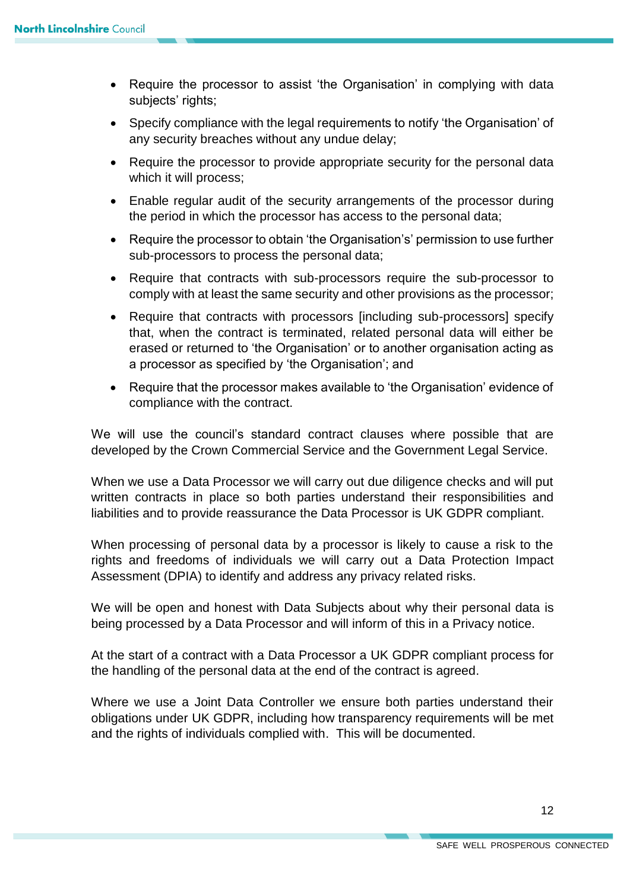- Require the processor to assist 'the Organisation' in complying with data subjects' rights;
- Specify compliance with the legal requirements to notify 'the Organisation' of any security breaches without any undue delay;
- Require the processor to provide appropriate security for the personal data which it will process;
- Enable regular audit of the security arrangements of the processor during the period in which the processor has access to the personal data;
- Require the processor to obtain 'the Organisation's' permission to use further sub-processors to process the personal data;
- Require that contracts with sub-processors require the sub-processor to comply with at least the same security and other provisions as the processor;
- Require that contracts with processors [including sub-processors] specify that, when the contract is terminated, related personal data will either be erased or returned to 'the Organisation' or to another organisation acting as a processor as specified by 'the Organisation'; and
- Require that the processor makes available to 'the Organisation' evidence of compliance with the contract.

We will use the council's standard contract clauses where possible that are developed by the Crown Commercial Service and the Government Legal Service.

When we use a Data Processor we will carry out due diligence checks and will put written contracts in place so both parties understand their responsibilities and liabilities and to provide reassurance the Data Processor is UK GDPR compliant.

When processing of personal data by a processor is likely to cause a risk to the rights and freedoms of individuals we will carry out a Data Protection Impact Assessment (DPIA) to identify and address any privacy related risks.

We will be open and honest with Data Subjects about why their personal data is being processed by a Data Processor and will inform of this in a Privacy notice.

At the start of a contract with a Data Processor a UK GDPR compliant process for the handling of the personal data at the end of the contract is agreed.

Where we use a Joint Data Controller we ensure both parties understand their obligations under UK GDPR, including how transparency requirements will be met and the rights of individuals complied with. This will be documented.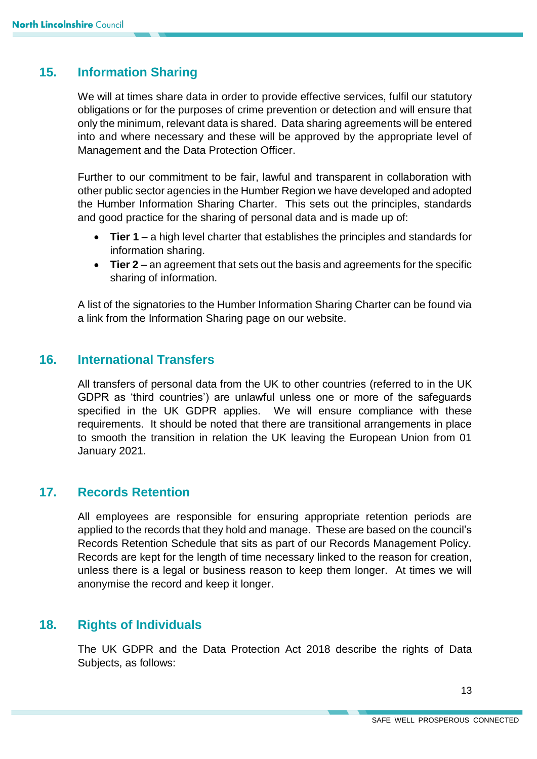## 15. Information Sharing

We will at times share data in order to provide effective services, fulfil our statutory obligations or for the purposes of crime prevention or detection and will ensure that only the minimum, relevant data is shared. Data sharing agreements will be entered into and where necessary and these will be approved by the appropriate level of Management and the Data Protection Officer.

Further to our commitment to be fair, lawful and transparent in collaboration with other public sector agencies in the Humber Region we have developed and adopted the Humber Information Sharing Charter. This sets out the principles, standards and good practice for the sharing of personal data and is made up of:

- **Tier 1** – a high level charter that establishes the principles and standards for information sharing.
- **Tier 2** – an agreement that sets out the basis and agreements for the specific sharing of information.

A list of the signatories to the Humber Information Sharing Charter can be found via a link from the Information Sharing page on our website.

## 16. International Transfers

All transfers of personal data from the UK to other countries (referred to in the UK GDPR as 'third countries') are unlawful unless one or more of the safeguards specified in the UK GDPR applies. We will ensure compliance with these requirements. It should be noted that there are transitional arrangements in place to smooth the transition in relation the UK leaving the European Union from 01 January 2021.

## 17. Records Retention

All employees are responsible for ensuring appropriate retention periods are applied to the records that they hold and manage. These are based on the council's Records Retention Schedule that sits as part of our Records Management Policy. Records are kept for the length of time necessary linked to the reason for creation, unless there is a legal or business reason to keep them longer. At times we will anonymise the record and keep it longer.

## 18. Rights of Individuals

The UK GDPR and the Data Protection Act 2018 describe the rights of Data Subjects, as follows: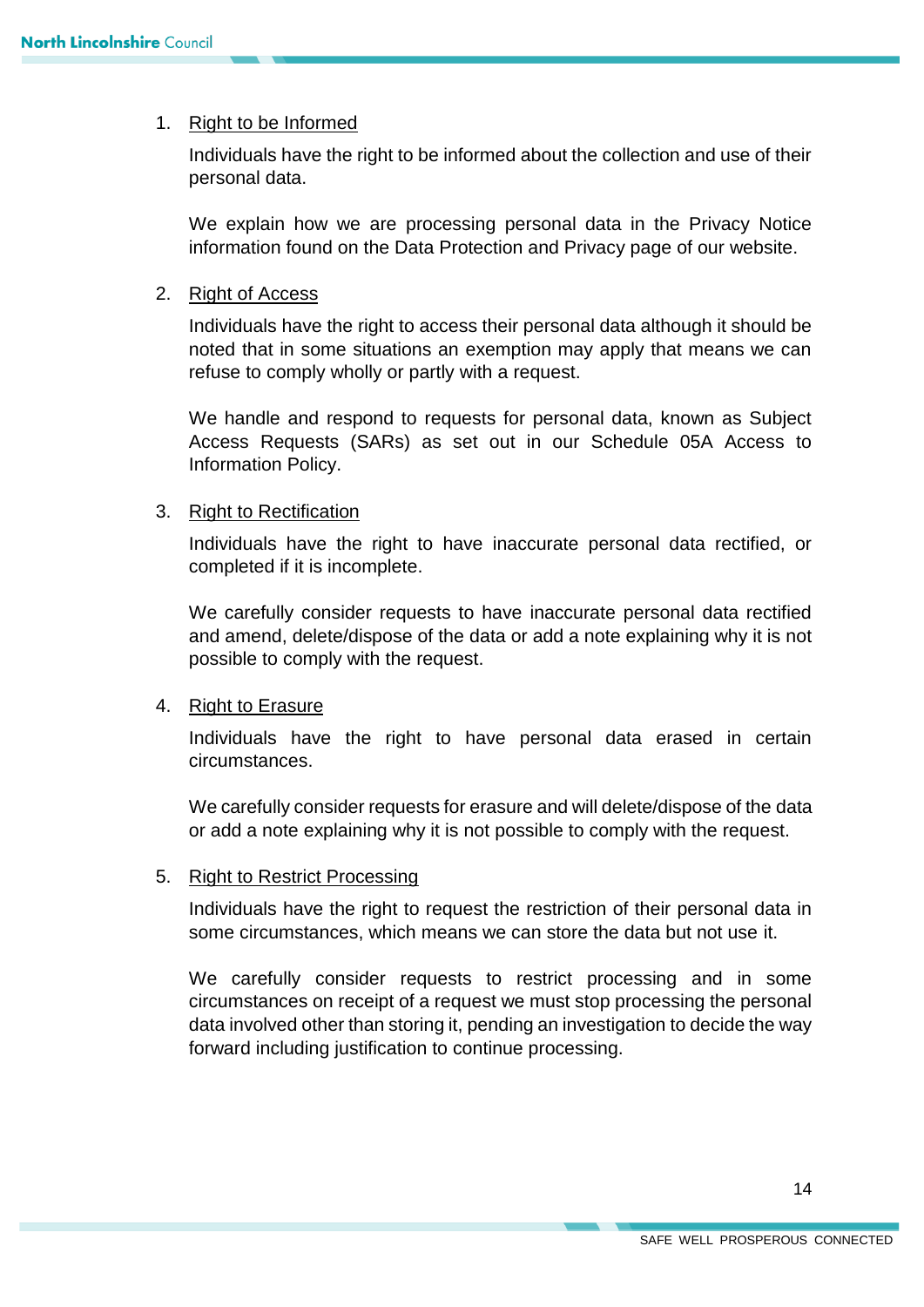1. Right to be Informed

   Individuals have the right to be informed about the collection and use of their personal data.

   We explain how we are processing personal data in the Privacy Notice information found on the Data Protection and Privacy page of our website.

2. Right of Access

   Individuals have the right to access their personal data although it should be noted that in some situations an exemption may apply that means we can refuse to comply wholly or partly with a request.

   We handle and respond to requests for personal data, known as Subject Access Requests (SARs) as set out in our Schedule 05A Access to Information Policy.

3. Right to Rectification

   Individuals have the right to have inaccurate personal data rectified, or completed if it is incomplete.

   We carefully consider requests to have inaccurate personal data rectified and amend, delete/dispose of the data or add a note explaining why it is not possible to comply with the request.

4. Right to Erasure

   Individuals have the right to have personal data erased in certain circumstances.

   We carefully consider requests for erasure and will delete/dispose of the data or add a note explaining why it is not possible to comply with the request.

5. Right to Restrict Processing

   Individuals have the right to request the restriction of their personal data in some circumstances, which means we can store the data but not use it.

   We carefully consider requests to restrict processing and in some circumstances on receipt of a request we must stop processing the personal data involved other than storing it, pending an investigation to decide the way forward including justification to continue processing.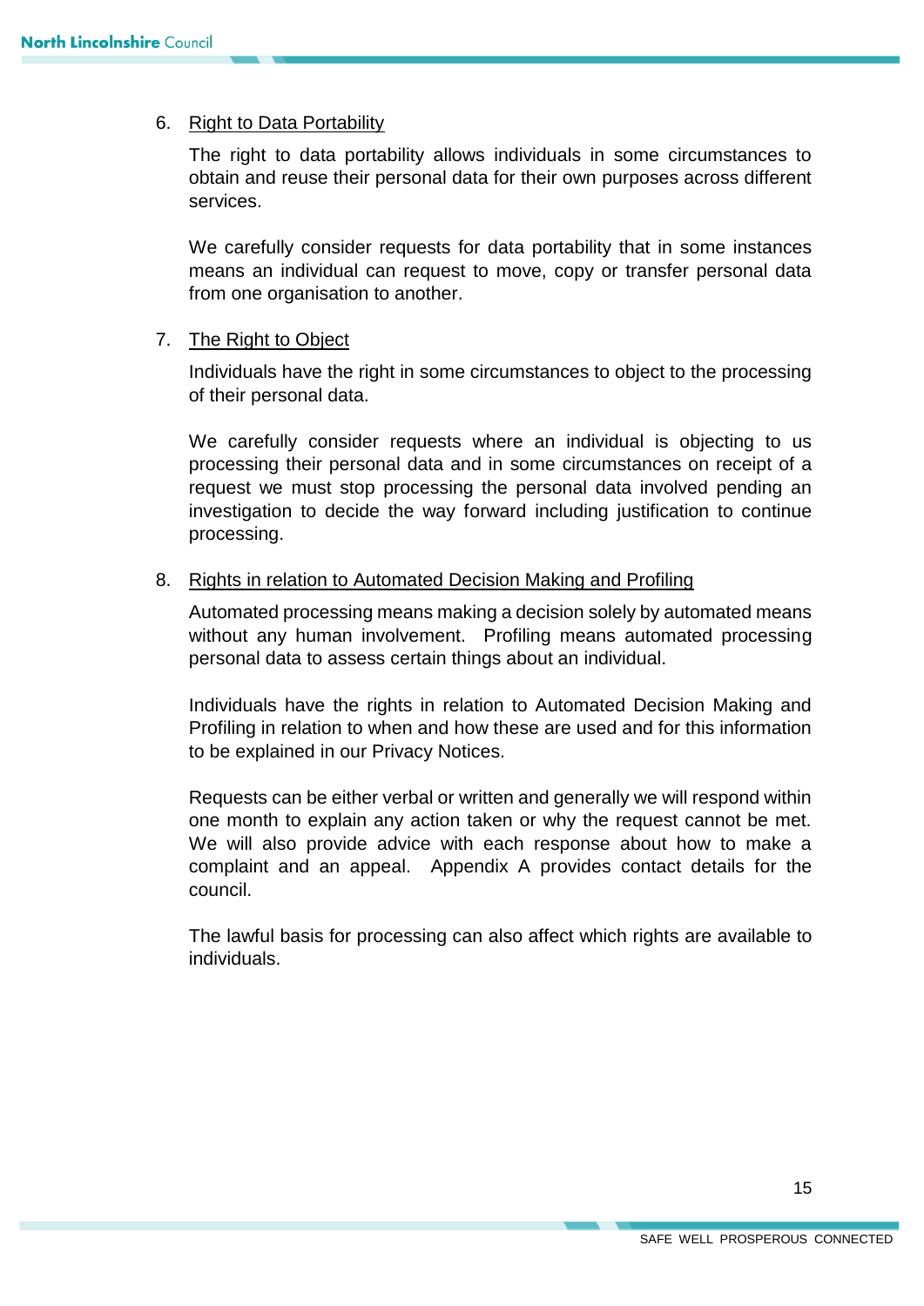6. <u>Right to Data Portability</u>

   The right to data portability allows individuals in some circumstances to obtain and reuse their personal data for their own purposes across different services.

   We carefully consider requests for data portability that in some instances means an individual can request to move, copy or transfer personal data from one organisation to another.

7. <u>The Right to Object</u>

   Individuals have the right in some circumstances to object to the processing of their personal data.

   We carefully consider requests where an individual is objecting to us processing their personal data and in some circumstances on receipt of a request we must stop processing the personal data involved pending an investigation to decide the way forward including justification to continue processing.

8. <u>Rights in relation to Automated Decision Making and Profiling</u>

   Automated processing means making a decision solely by automated means without any human involvement. Profiling means automated processing personal data to assess certain things about an individual.

   Individuals have the rights in relation to Automated Decision Making and Profiling in relation to when and how these are used and for this information to be explained in our Privacy Notices.

   Requests can be either verbal or written and generally we will respond within one month to explain any action taken or why the request cannot be met. We will also provide advice with each response about how to make a complaint and an appeal. Appendix A provides contact details for the council.

   The lawful basis for processing can also affect which rights are available to individuals.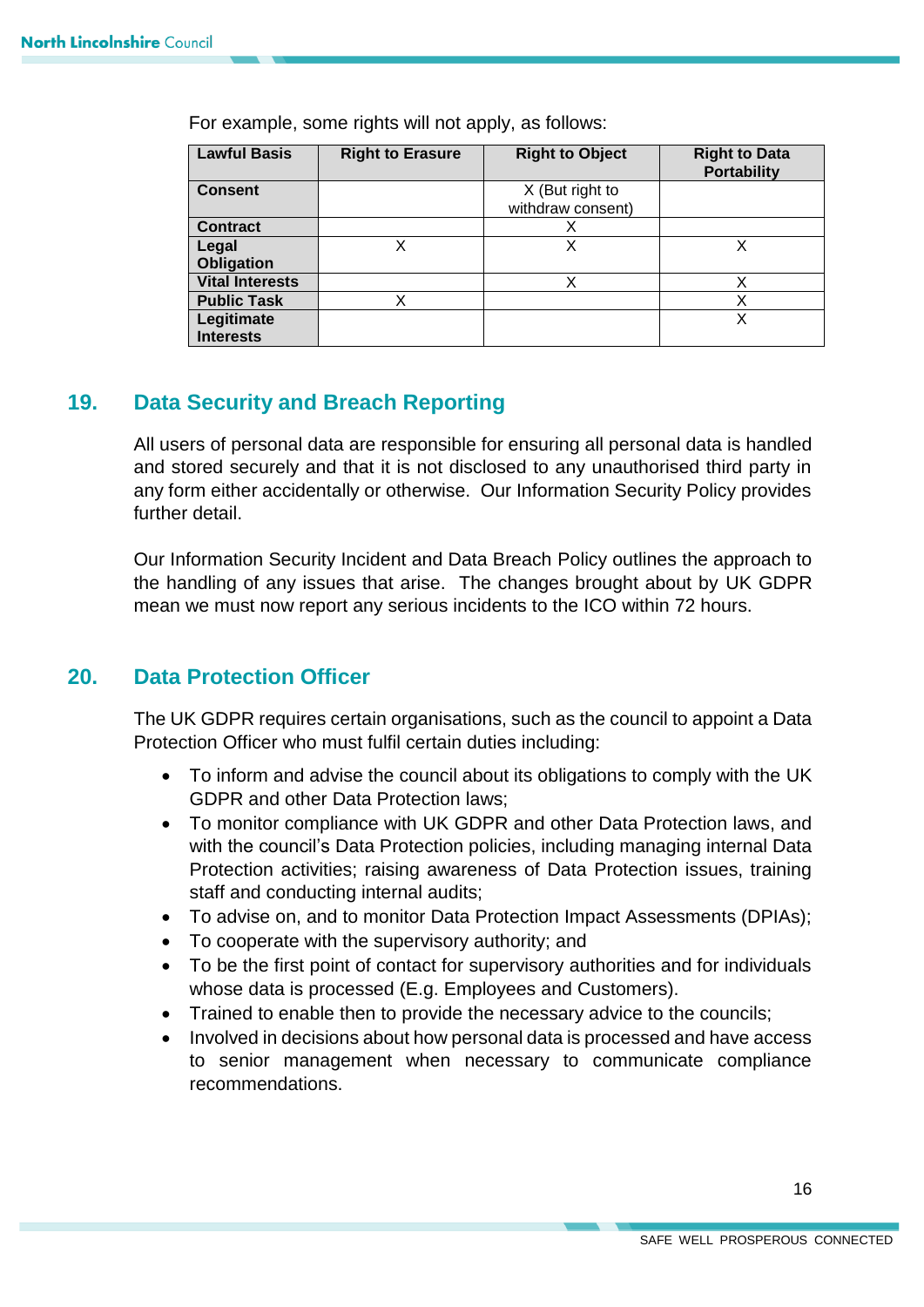For example, some rights will not apply, as follows:

| Lawful Basis | Right to Erasure | Right to Object | Right to Data Portability |
|---|---|---|---|
| **Consent** | | X (But right to withdraw consent) | |
| **Contract** | | X | |
| **Legal Obligation** | X | X | X |
| **Vital Interests** | | X | X |
| **Public Task** | X | | X |
| **Legitimate Interests** | | | X |

## 19. Data Security and Breach Reporting

All users of personal data are responsible for ensuring all personal data is handled and stored securely and that it is not disclosed to any unauthorised third party in any form either accidentally or otherwise. Our Information Security Policy provides further detail.

Our Information Security Incident and Data Breach Policy outlines the approach to the handling of any issues that arise. The changes brought about by UK GDPR mean we must now report any serious incidents to the ICO within 72 hours.

## 20. Data Protection Officer

The UK GDPR requires certain organisations, such as the council to appoint a Data Protection Officer who must fulfil certain duties including:

- To inform and advise the council about its obligations to comply with the UK GDPR and other Data Protection laws;
- To monitor compliance with UK GDPR and other Data Protection laws, and with the council's Data Protection policies, including managing internal Data Protection activities; raising awareness of Data Protection issues, training staff and conducting internal audits;
- To advise on, and to monitor Data Protection Impact Assessments (DPIAs);
- To cooperate with the supervisory authority; and
- To be the first point of contact for supervisory authorities and for individuals whose data is processed (E.g. Employees and Customers).
- Trained to enable then to provide the necessary advice to the councils;
- Involved in decisions about how personal data is processed and have access to senior management when necessary to communicate compliance recommendations.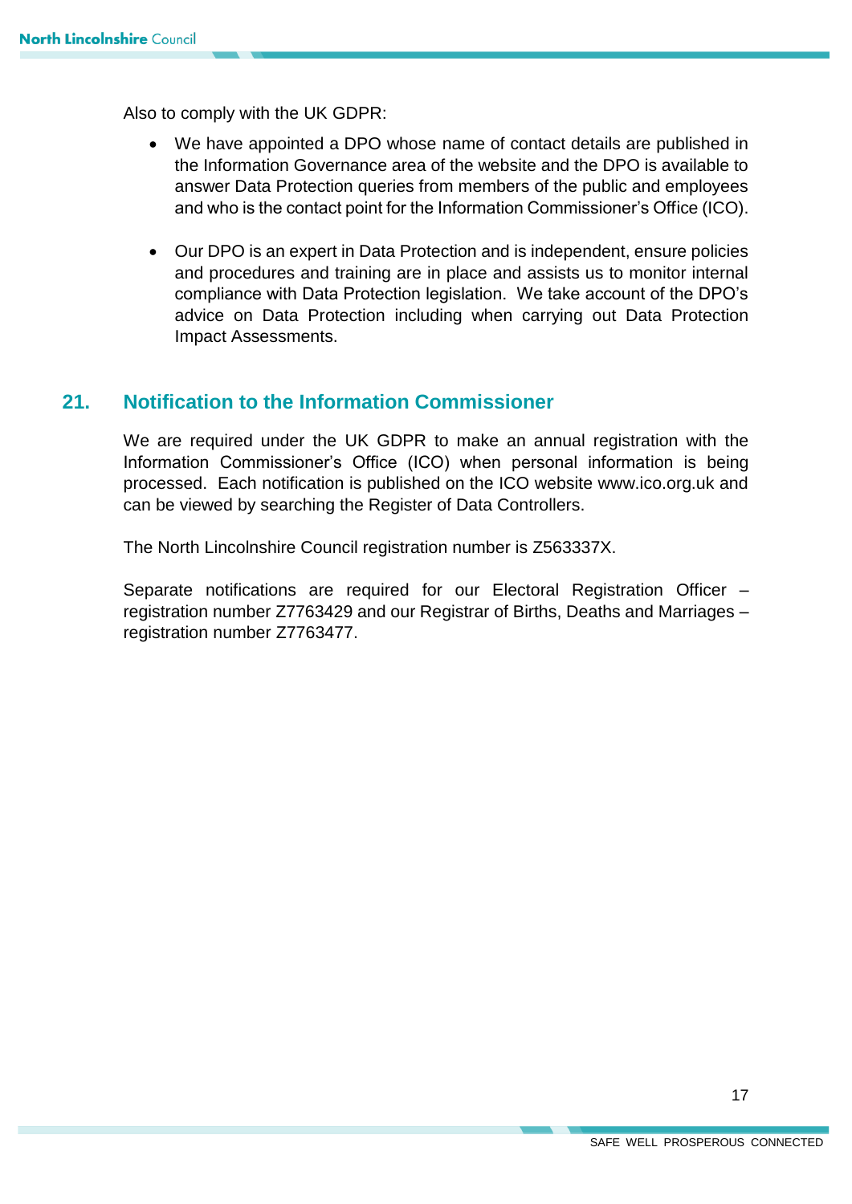Also to comply with the UK GDPR:

- We have appointed a DPO whose name of contact details are published in the Information Governance area of the website and the DPO is available to answer Data Protection queries from members of the public and employees and who is the contact point for the Information Commissioner's Office (ICO).

- Our DPO is an expert in Data Protection and is independent, ensure policies and procedures and training are in place and assists us to monitor internal compliance with Data Protection legislation. We take account of the DPO's advice on Data Protection including when carrying out Data Protection Impact Assessments.

## 21. Notification to the Information Commissioner

We are required under the UK GDPR to make an annual registration with the Information Commissioner's Office (ICO) when personal information is being processed. Each notification is published on the ICO website www.ico.org.uk and can be viewed by searching the Register of Data Controllers.

The North Lincolnshire Council registration number is Z563337X.

Separate notifications are required for our Electoral Registration Officer – registration number Z7763429 and our Registrar of Births, Deaths and Marriages – registration number Z7763477.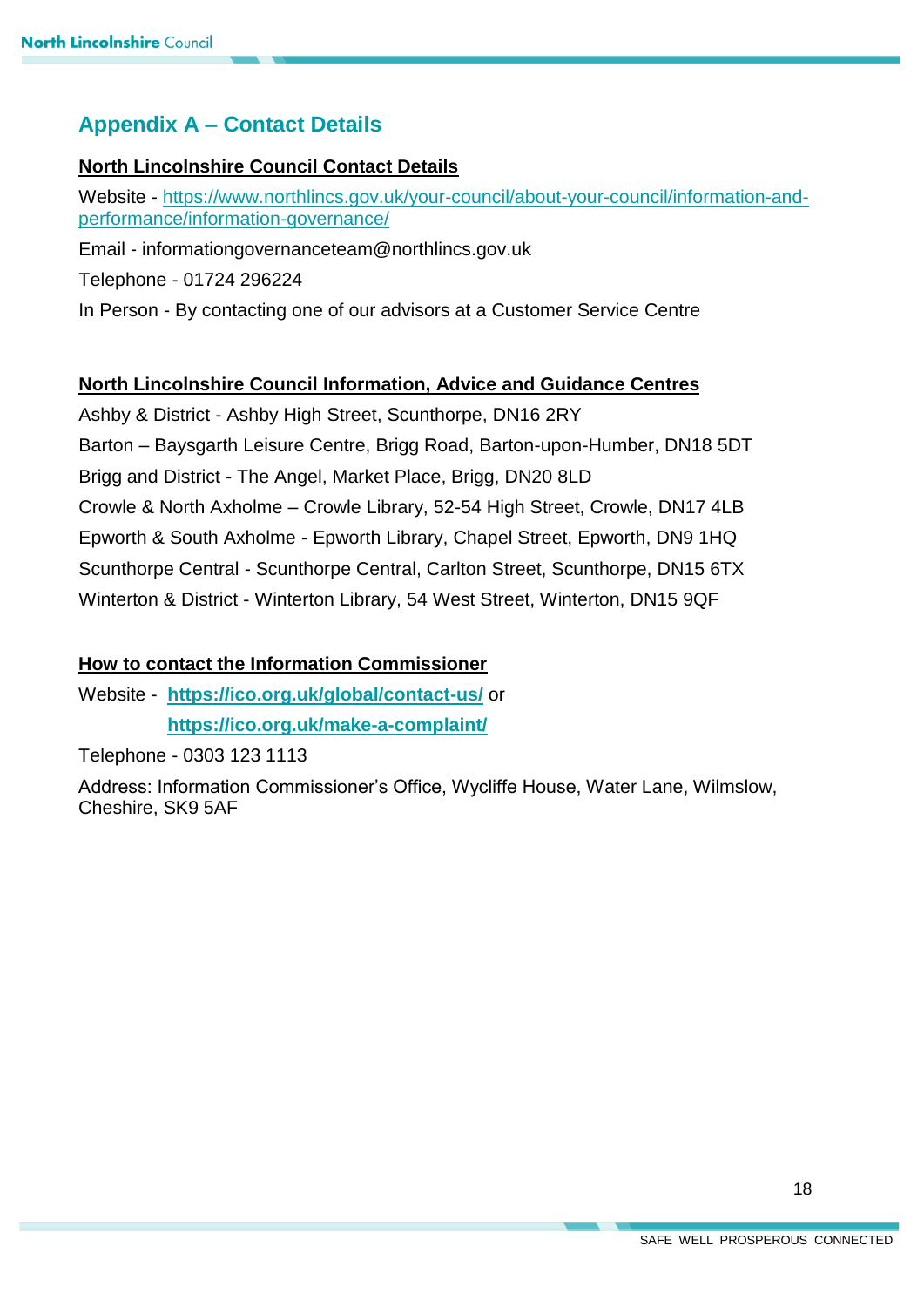## Appendix A – Contact Details

**North Lincolnshire Council Contact Details**

Website - https://www.northlincs.gov.uk/your-council/about-your-council/information-and-performance/information-governance/

Email - informationgovernanceteam@northlincs.gov.uk

Telephone - 01724 296224

In Person - By contacting one of our advisors at a Customer Service Centre

**North Lincolnshire Council Information, Advice and Guidance Centres**

Ashby & District - Ashby High Street, Scunthorpe, DN16 2RY

Barton – Baysgarth Leisure Centre, Brigg Road, Barton-upon-Humber, DN18 5DT

Brigg and District - The Angel, Market Place, Brigg, DN20 8LD

Crowle & North Axholme – Crowle Library, 52-54 High Street, Crowle, DN17 4LB

Epworth & South Axholme - Epworth Library, Chapel Street, Epworth, DN9 1HQ

Scunthorpe Central - Scunthorpe Central, Carlton Street, Scunthorpe, DN15 6TX

Winterton & District - Winterton Library, 54 West Street, Winterton, DN15 9QF

**How to contact the Information Commissioner**

Website - **https://ico.org.uk/global/contact-us/** or **https://ico.org.uk/make-a-complaint/**

Telephone - 0303 123 1113

Address: Information Commissioner's Office, Wycliffe House, Water Lane, Wilmslow, Cheshire, SK9 5AF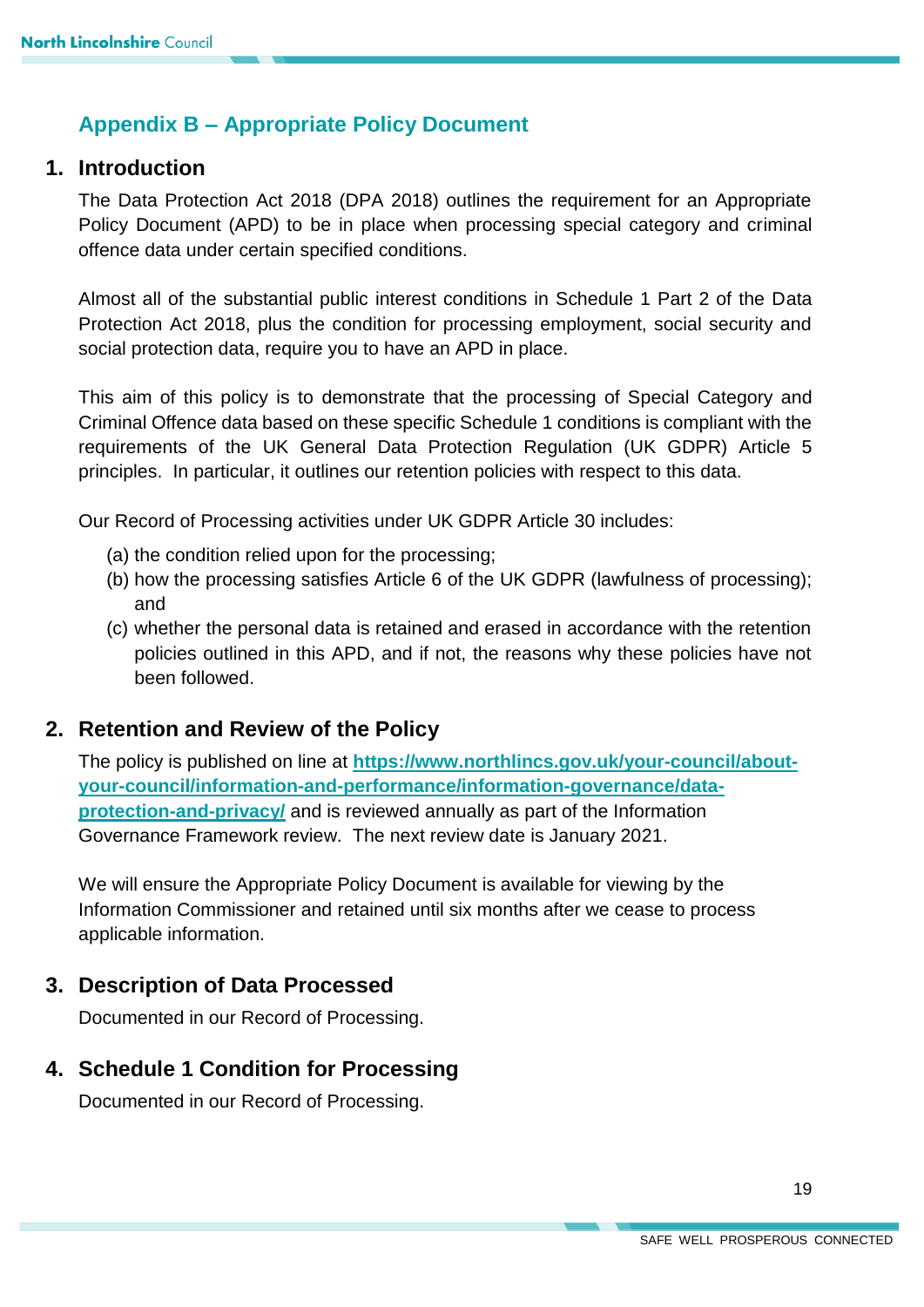## Appendix B – Appropriate Policy Document

### 1. Introduction

The Data Protection Act 2018 (DPA 2018) outlines the requirement for an Appropriate Policy Document (APD) to be in place when processing special category and criminal offence data under certain specified conditions.

Almost all of the substantial public interest conditions in Schedule 1 Part 2 of the Data Protection Act 2018, plus the condition for processing employment, social security and social protection data, require you to have an APD in place.

This aim of this policy is to demonstrate that the processing of Special Category and Criminal Offence data based on these specific Schedule 1 conditions is compliant with the requirements of the UK General Data Protection Regulation (UK GDPR) Article 5 principles. In particular, it outlines our retention policies with respect to this data.

Our Record of Processing activities under UK GDPR Article 30 includes:

(a) the condition relied upon for the processing;
(b) how the processing satisfies Article 6 of the UK GDPR (lawfulness of processing); and
(c) whether the personal data is retained and erased in accordance with the retention policies outlined in this APD, and if not, the reasons why these policies have not been followed.

### 2. Retention and Review of the Policy

The policy is published on line at **[https://www.northlincs.gov.uk/your-council/about-your-council/information-and-performance/information-governance/data-protection-and-privacy/](https://www.northlincs.gov.uk/your-council/about-your-council/information-and-performance/information-governance/data-protection-and-privacy/)** and is reviewed annually as part of the Information Governance Framework review. The next review date is January 2021.

We will ensure the Appropriate Policy Document is available for viewing by the Information Commissioner and retained until six months after we cease to process applicable information.

### 3. Description of Data Processed

Documented in our Record of Processing.

### 4. Schedule 1 Condition for Processing

Documented in our Record of Processing.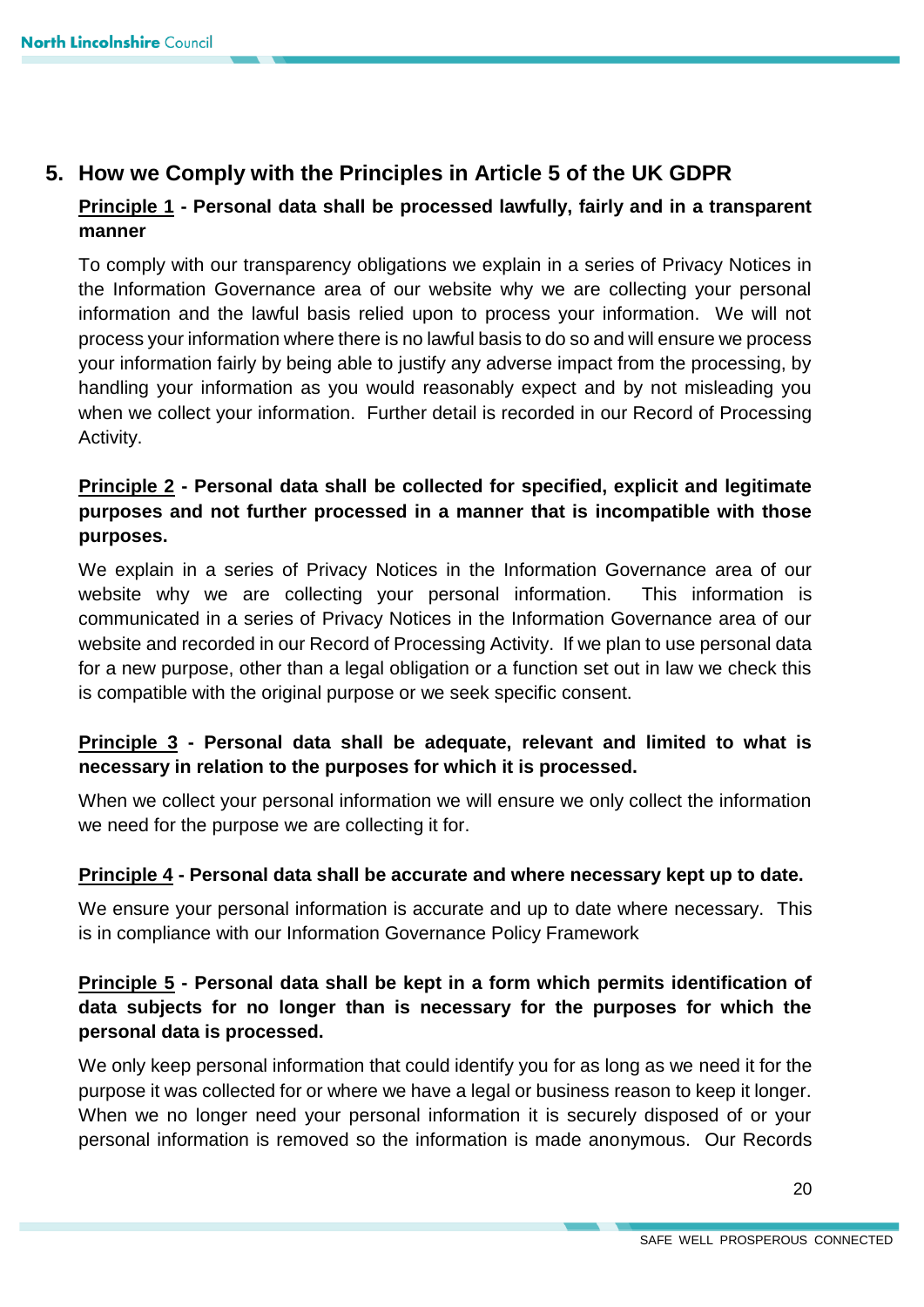## 5. How we Comply with the Principles in Article 5 of the UK GDPR

**Principle 1 - Personal data shall be processed lawfully, fairly and in a transparent manner**

To comply with our transparency obligations we explain in a series of Privacy Notices in the Information Governance area of our website why we are collecting your personal information and the lawful basis relied upon to process your information. We will not process your information where there is no lawful basis to do so and will ensure we process your information fairly by being able to justify any adverse impact from the processing, by handling your information as you would reasonably expect and by not misleading you when we collect your information. Further detail is recorded in our Record of Processing Activity.

**Principle 2 - Personal data shall be collected for specified, explicit and legitimate purposes and not further processed in a manner that is incompatible with those purposes.**

We explain in a series of Privacy Notices in the Information Governance area of our website why we are collecting your personal information. This information is communicated in a series of Privacy Notices in the Information Governance area of our website and recorded in our Record of Processing Activity. If we plan to use personal data for a new purpose, other than a legal obligation or a function set out in law we check this is compatible with the original purpose or we seek specific consent.

**Principle 3 - Personal data shall be adequate, relevant and limited to what is necessary in relation to the purposes for which it is processed.**

When we collect your personal information we will ensure we only collect the information we need for the purpose we are collecting it for.

**Principle 4 - Personal data shall be accurate and where necessary kept up to date.**

We ensure your personal information is accurate and up to date where necessary. This is in compliance with our Information Governance Policy Framework

**Principle 5 - Personal data shall be kept in a form which permits identification of data subjects for no longer than is necessary for the purposes for which the personal data is processed.**

We only keep personal information that could identify you for as long as we need it for the purpose it was collected for or where we have a legal or business reason to keep it longer. When we no longer need your personal information it is securely disposed of or your personal information is removed so the information is made anonymous. Our Records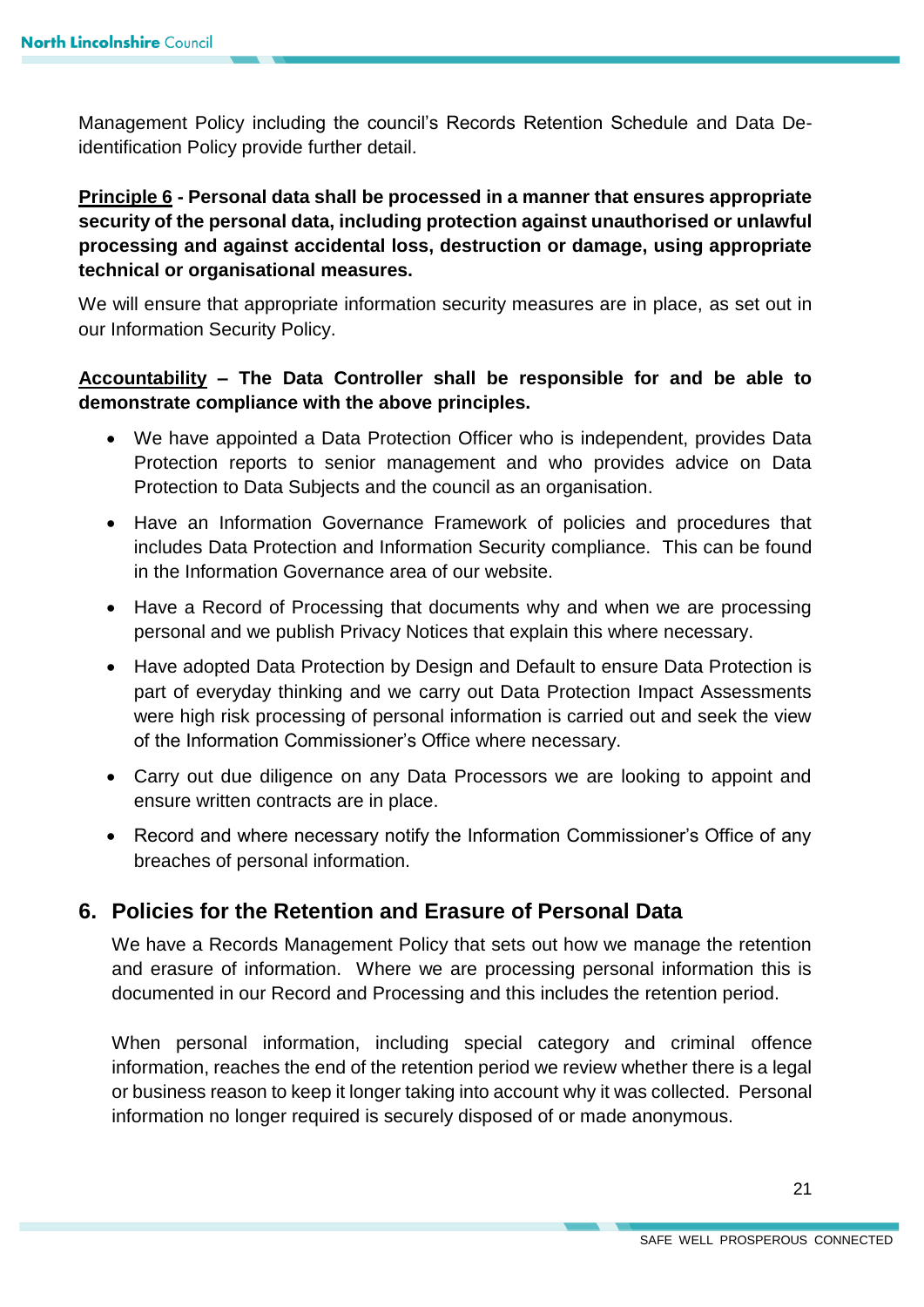Management Policy including the council's Records Retention Schedule and Data De-identification Policy provide further detail.

**<u>Principle 6</u> - Personal data shall be processed in a manner that ensures appropriate security of the personal data, including protection against unauthorised or unlawful processing and against accidental loss, destruction or damage, using appropriate technical or organisational measures.**

We will ensure that appropriate information security measures are in place, as set out in our Information Security Policy.

**<u>Accountability</u> – The Data Controller shall be responsible for and be able to demonstrate compliance with the above principles.**

- We have appointed a Data Protection Officer who is independent, provides Data Protection reports to senior management and who provides advice on Data Protection to Data Subjects and the council as an organisation.
- Have an Information Governance Framework of policies and procedures that includes Data Protection and Information Security compliance. This can be found in the Information Governance area of our website.
- Have a Record of Processing that documents why and when we are processing personal and we publish Privacy Notices that explain this where necessary.
- Have adopted Data Protection by Design and Default to ensure Data Protection is part of everyday thinking and we carry out Data Protection Impact Assessments were high risk processing of personal information is carried out and seek the view of the Information Commissioner's Office where necessary.
- Carry out due diligence on any Data Processors we are looking to appoint and ensure written contracts are in place.
- Record and where necessary notify the Information Commissioner's Office of any breaches of personal information.

## 6. Policies for the Retention and Erasure of Personal Data

We have a Records Management Policy that sets out how we manage the retention and erasure of information. Where we are processing personal information this is documented in our Record and Processing and this includes the retention period.

When personal information, including special category and criminal offence information, reaches the end of the retention period we review whether there is a legal or business reason to keep it longer taking into account why it was collected. Personal information no longer required is securely disposed of or made anonymous.